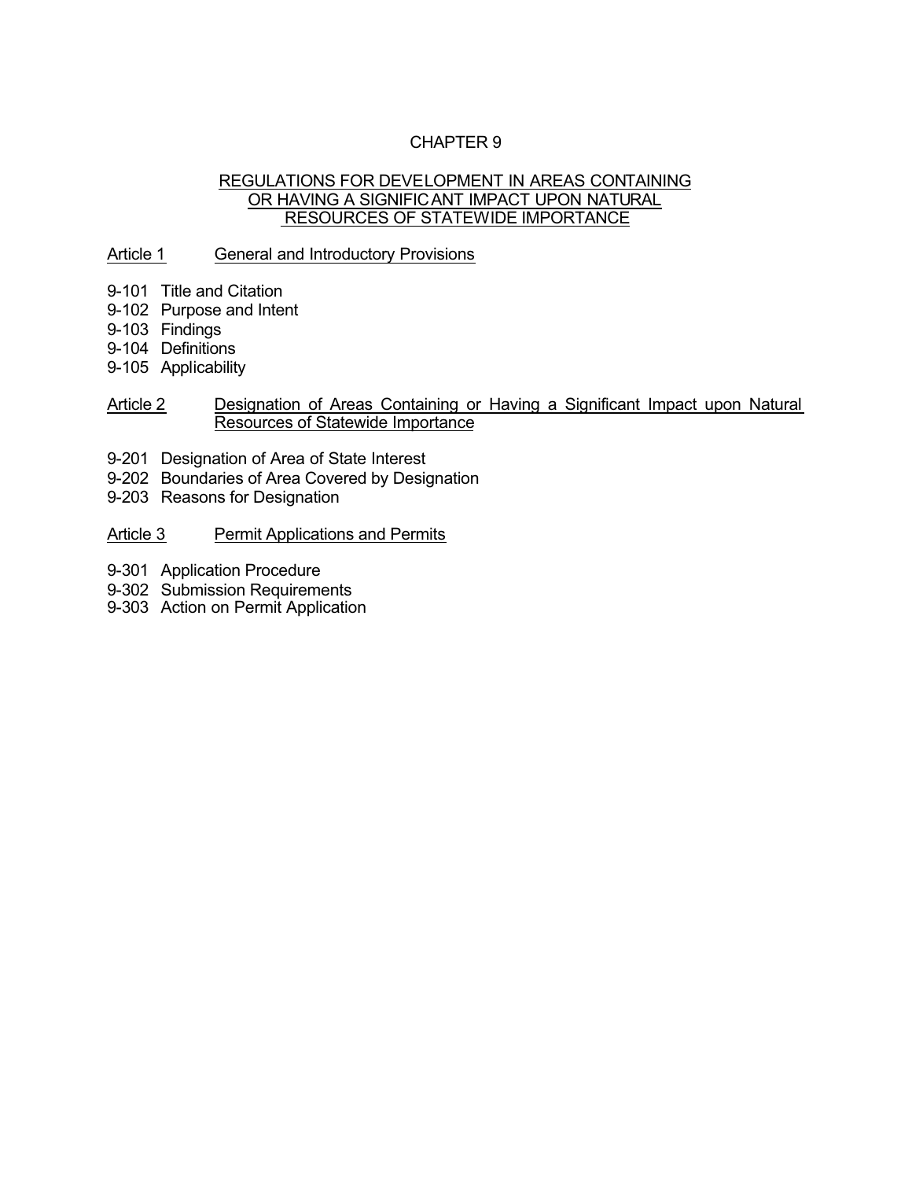# CHAPTER 9

## REGULATIONS FOR DEVELOPMENT IN AREAS CONTAINING OR HAVING A SIGNIFICANT IMPACT UPON NATURAL RESOURCES OF STATEWIDE IMPORTANCE

### Article 1 General and Introductory Provisions

9-101 Title and Citation
9-102 Purpose and Intent
9-103 Findings
9-104 Definitions
9-105 Applicability

### Article 2 Designation of Areas Containing or Having a Significant Impact upon Natural Resources of Statewide Importance

9-201 Designation of Area of State Interest
9-202 Boundaries of Area Covered by Designation
9-203 Reasons for Designation

### Article 3 Permit Applications and Permits

9-301 Application Procedure
9-302 Submission Requirements
9-303 Action on Permit Application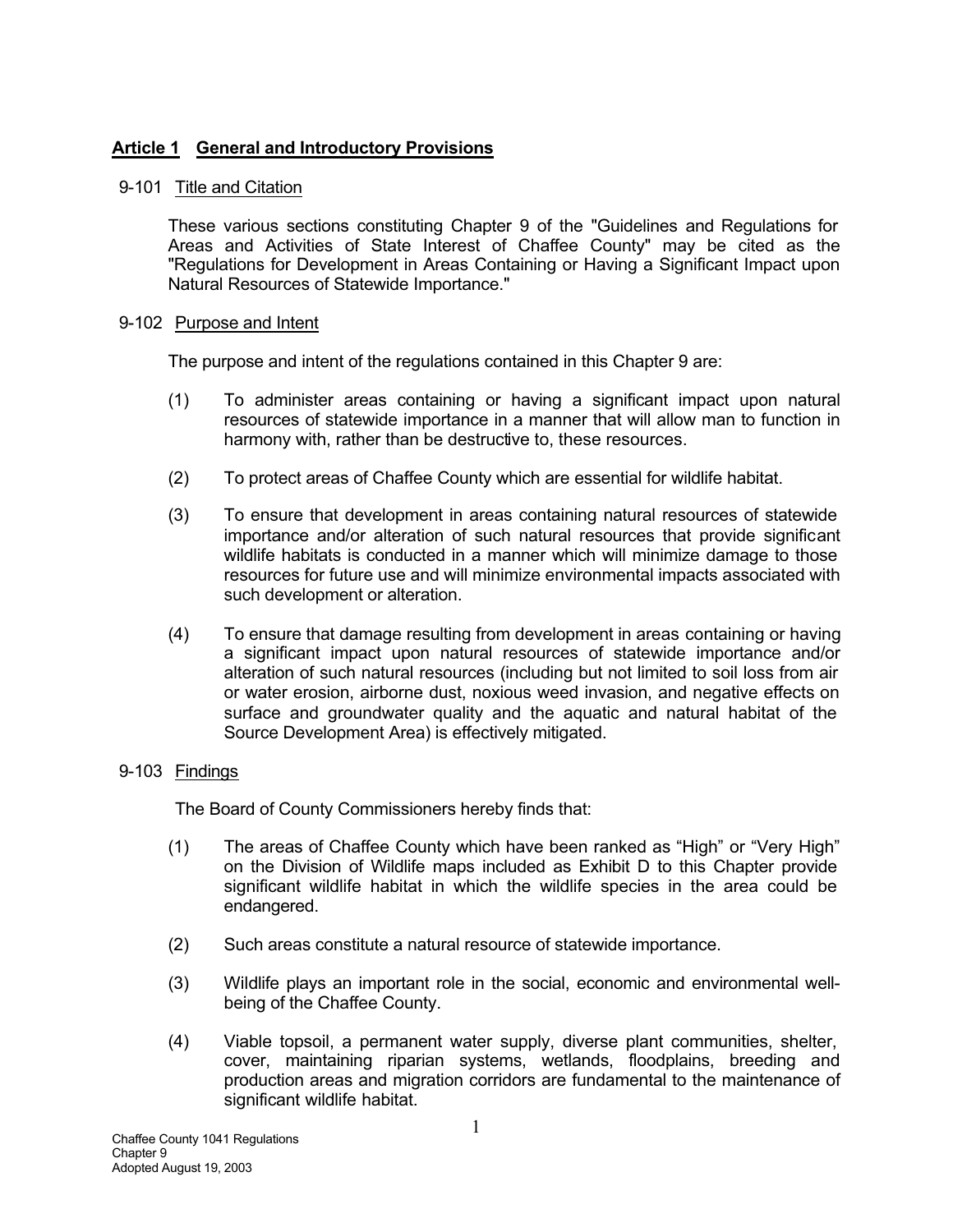## **Article 1 General and Introductory Provisions**

### 9-101 Title and Citation

These various sections constituting Chapter 9 of the "Guidelines and Regulations for Areas and Activities of State Interest of Chaffee County" may be cited as the "Regulations for Development in Areas Containing or Having a Significant Impact upon Natural Resources of Statewide Importance."

### 9-102 Purpose and Intent

The purpose and intent of the regulations contained in this Chapter 9 are:

(1) To administer areas containing or having a significant impact upon natural resources of statewide importance in a manner that will allow man to function in harmony with, rather than be destructive to, these resources.

(2) To protect areas of Chaffee County which are essential for wildlife habitat.

(3) To ensure that development in areas containing natural resources of statewide importance and/or alteration of such natural resources that provide significant wildlife habitats is conducted in a manner which will minimize damage to those resources for future use and will minimize environmental impacts associated with such development or alteration.

(4) To ensure that damage resulting from development in areas containing or having a significant impact upon natural resources of statewide importance and/or alteration of such natural resources (including but not limited to soil loss from air or water erosion, airborne dust, noxious weed invasion, and negative effects on surface and groundwater quality and the aquatic and natural habitat of the Source Development Area) is effectively mitigated.

### 9-103 Findings

The Board of County Commissioners hereby finds that:

(1) The areas of Chaffee County which have been ranked as "High" or "Very High" on the Division of Wildlife maps included as Exhibit D to this Chapter provide significant wildlife habitat in which the wildlife species in the area could be endangered.

(2) Such areas constitute a natural resource of statewide importance.

(3) Wildlife plays an important role in the social, economic and environmental well-being of the Chaffee County.

(4) Viable topsoil, a permanent water supply, diverse plant communities, shelter, cover, maintaining riparian systems, wetlands, floodplains, breeding and production areas and migration corridors are fundamental to the maintenance of significant wildlife habitat.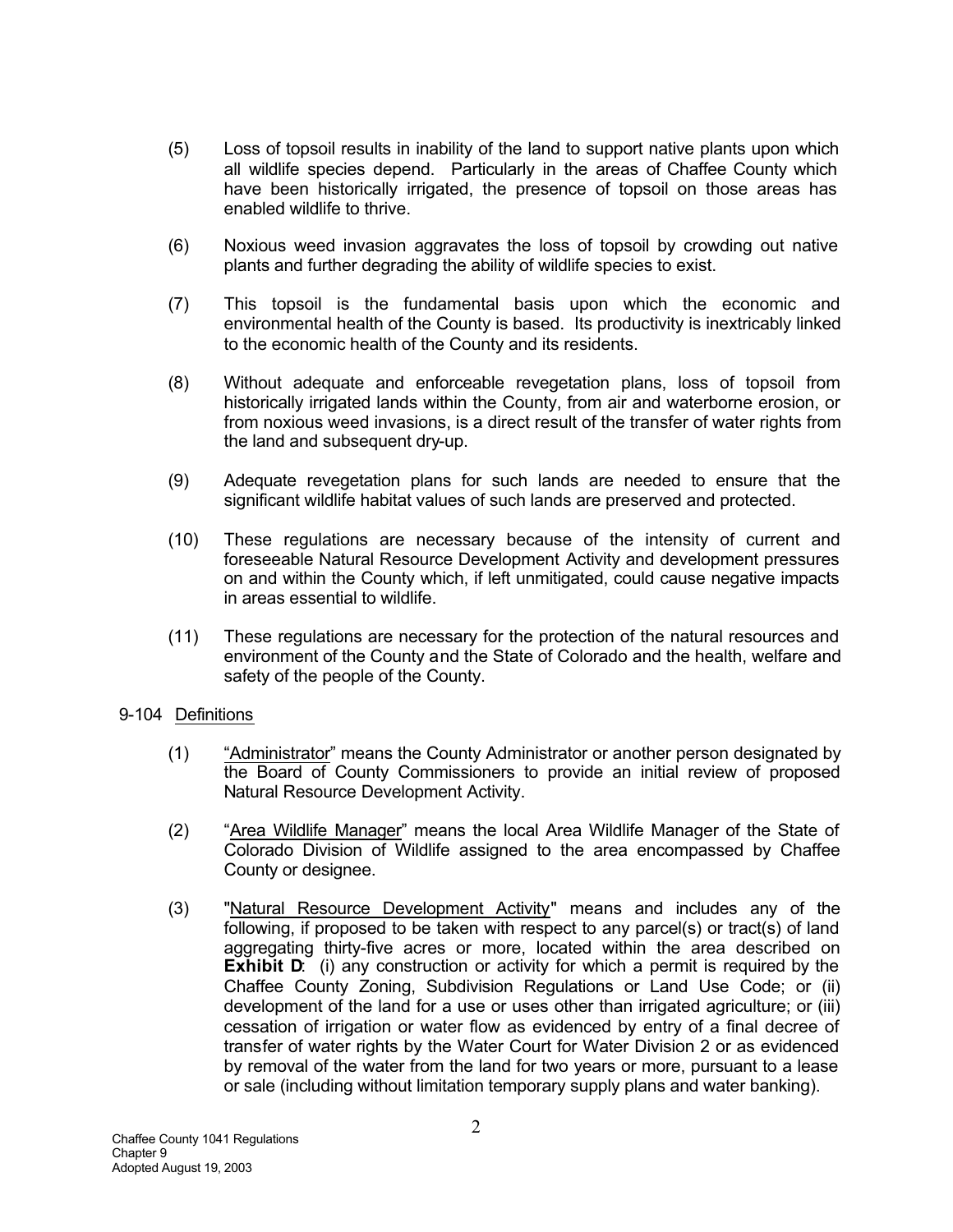(5) Loss of topsoil results in inability of the land to support native plants upon which all wildlife species depend. Particularly in the areas of Chaffee County which have been historically irrigated, the presence of topsoil on those areas has enabled wildlife to thrive.

(6) Noxious weed invasion aggravates the loss of topsoil by crowding out native plants and further degrading the ability of wildlife species to exist.

(7) This topsoil is the fundamental basis upon which the economic and environmental health of the County is based. Its productivity is inextricably linked to the economic health of the County and its residents.

(8) Without adequate and enforceable revegetation plans, loss of topsoil from historically irrigated lands within the County, from air and waterborne erosion, or from noxious weed invasions, is a direct result of the transfer of water rights from the land and subsequent dry-up.

(9) Adequate revegetation plans for such lands are needed to ensure that the significant wildlife habitat values of such lands are preserved and protected.

(10) These regulations are necessary because of the intensity of current and foreseeable Natural Resource Development Activity and development pressures on and within the County which, if left unmitigated, could cause negative impacts in areas essential to wildlife.

(11) These regulations are necessary for the protection of the natural resources and environment of the County and the State of Colorado and the health, welfare and safety of the people of the County.

9-104 Definitions

(1) "Administrator" means the County Administrator or another person designated by the Board of County Commissioners to provide an initial review of proposed Natural Resource Development Activity.

(2) "Area Wildlife Manager" means the local Area Wildlife Manager of the State of Colorado Division of Wildlife assigned to the area encompassed by Chaffee County or designee.

(3) "Natural Resource Development Activity" means and includes any of the following, if proposed to be taken with respect to any parcel(s) or tract(s) of land aggregating thirty-five acres or more, located within the area described on **Exhibit D**: (i) any construction or activity for which a permit is required by the Chaffee County Zoning, Subdivision Regulations or Land Use Code; or (ii) development of the land for a use or uses other than irrigated agriculture; or (iii) cessation of irrigation or water flow as evidenced by entry of a final decree of transfer of water rights by the Water Court for Water Division 2 or as evidenced by removal of the water from the land for two years or more, pursuant to a lease or sale (including without limitation temporary supply plans and water banking).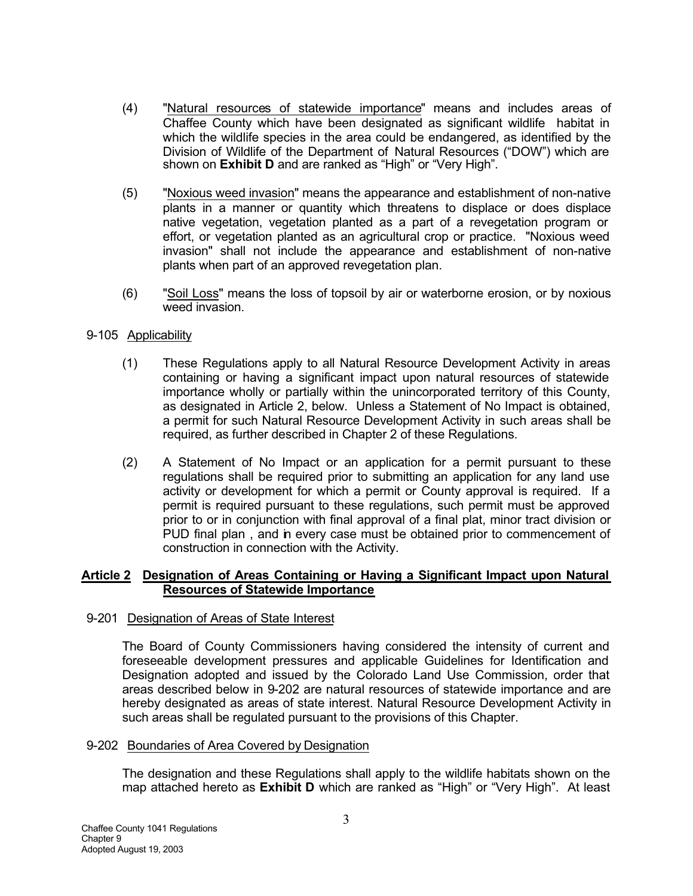(4) "Natural resources of statewide importance" means and includes areas of Chaffee County which have been designated as significant wildlife habitat in which the wildlife species in the area could be endangered, as identified by the Division of Wildlife of the Department of Natural Resources ("DOW") which are shown on **Exhibit D** and are ranked as "High" or "Very High".

(5) "Noxious weed invasion" means the appearance and establishment of non-native plants in a manner or quantity which threatens to displace or does displace native vegetation, vegetation planted as a part of a revegetation program or effort, or vegetation planted as an agricultural crop or practice. "Noxious weed invasion" shall not include the appearance and establishment of non-native plants when part of an approved revegetation plan.

(6) "Soil Loss" means the loss of topsoil by air or waterborne erosion, or by noxious weed invasion.

9-105 Applicability

(1) These Regulations apply to all Natural Resource Development Activity in areas containing or having a significant impact upon natural resources of statewide importance wholly or partially within the unincorporated territory of this County, as designated in Article 2, below. Unless a Statement of No Impact is obtained, a permit for such Natural Resource Development Activity in such areas shall be required, as further described in Chapter 2 of these Regulations.

(2) A Statement of No Impact or an application for a permit pursuant to these regulations shall be required prior to submitting an application for any land use activity or development for which a permit or County approval is required. If a permit is required pursuant to these regulations, such permit must be approved prior to or in conjunction with final approval of a final plat, minor tract division or PUD final plan , and in every case must be obtained prior to commencement of construction in connection with the Activity.

## Article 2 Designation of Areas Containing or Having a Significant Impact upon Natural Resources of Statewide Importance

9-201 Designation of Areas of State Interest

The Board of County Commissioners having considered the intensity of current and foreseeable development pressures and applicable Guidelines for Identification and Designation adopted and issued by the Colorado Land Use Commission, order that areas described below in 9-202 are natural resources of statewide importance and are hereby designated as areas of state interest. Natural Resource Development Activity in such areas shall be regulated pursuant to the provisions of this Chapter.

9-202 Boundaries of Area Covered by Designation

The designation and these Regulations shall apply to the wildlife habitats shown on the map attached hereto as **Exhibit D** which are ranked as "High" or "Very High". At least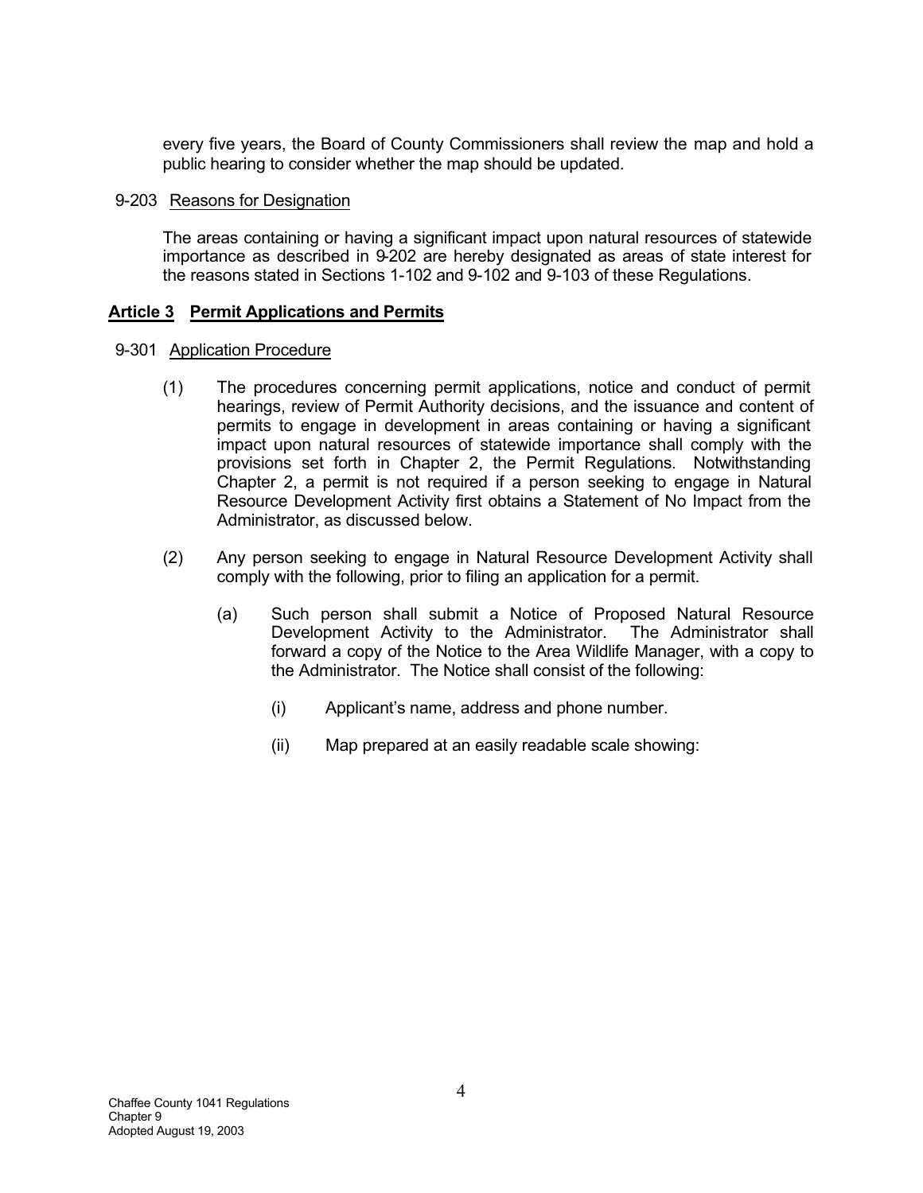every five years, the Board of County Commissioners shall review the map and hold a public hearing to consider whether the map should be updated.

9-203 Reasons for Designation

The areas containing or having a significant impact upon natural resources of statewide importance as described in 9-202 are hereby designated as areas of state interest for the reasons stated in Sections 1-102 and 9-102 and 9-103 of these Regulations.

## Article 3 Permit Applications and Permits

9-301 Application Procedure

(1) The procedures concerning permit applications, notice and conduct of permit hearings, review of Permit Authority decisions, and the issuance and content of permits to engage in development in areas containing or having a significant impact upon natural resources of statewide importance shall comply with the provisions set forth in Chapter 2, the Permit Regulations. Notwithstanding Chapter 2, a permit is not required if a person seeking to engage in Natural Resource Development Activity first obtains a Statement of No Impact from the Administrator, as discussed below.

(2) Any person seeking to engage in Natural Resource Development Activity shall comply with the following, prior to filing an application for a permit.

(a) Such person shall submit a Notice of Proposed Natural Resource Development Activity to the Administrator. The Administrator shall forward a copy of the Notice to the Area Wildlife Manager, with a copy to the Administrator. The Notice shall consist of the following:

(i) Applicant's name, address and phone number.

(ii) Map prepared at an easily readable scale showing: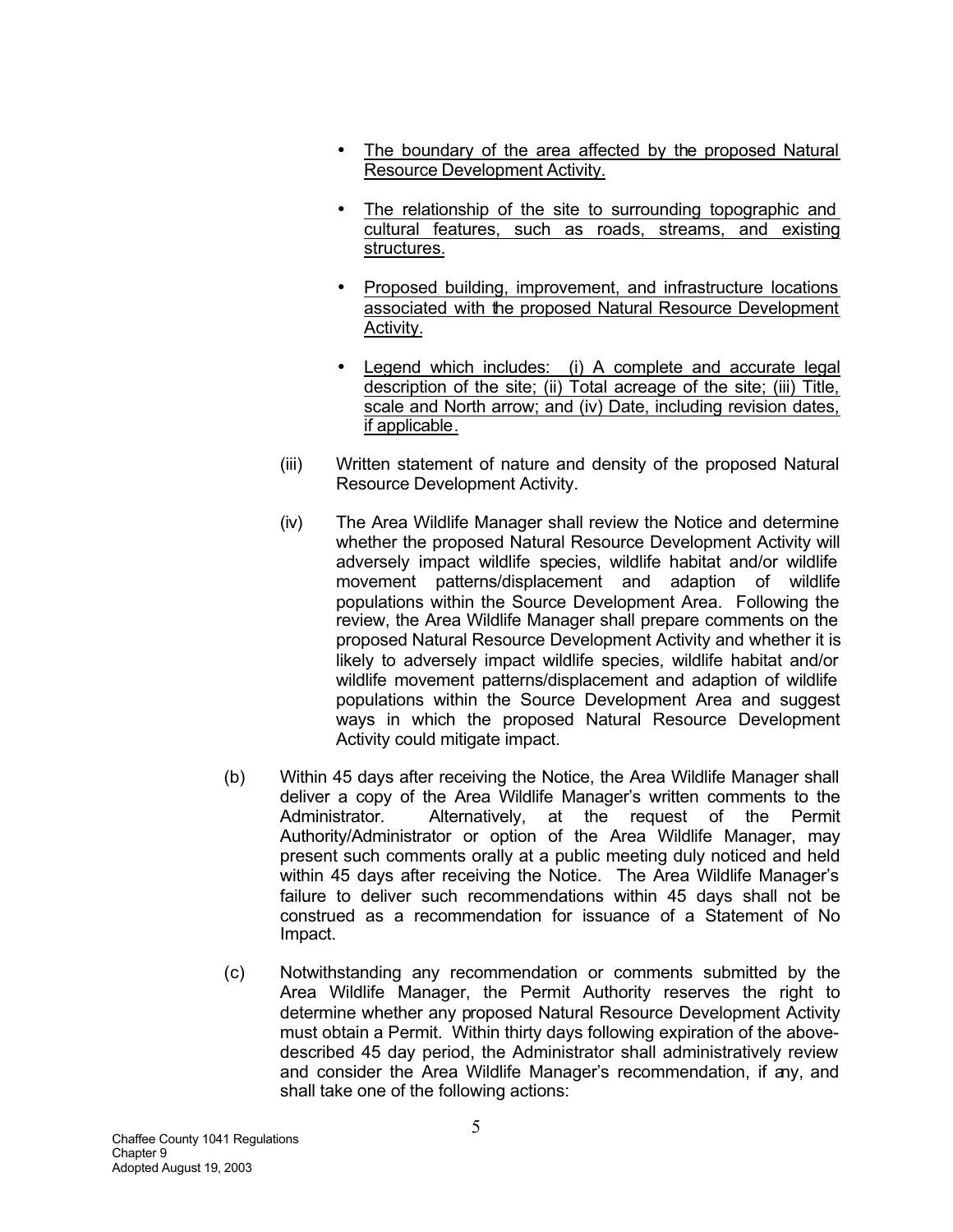- The boundary of the area affected by the proposed Natural Resource Development Activity.

- The relationship of the site to surrounding topographic and cultural features, such as roads, streams, and existing structures.

- Proposed building, improvement, and infrastructure locations associated with the proposed Natural Resource Development Activity.

- Legend which includes: (i) A complete and accurate legal description of the site; (ii) Total acreage of the site; (iii) Title, scale and North arrow; and (iv) Date, including revision dates, if applicable.

(iii) Written statement of nature and density of the proposed Natural Resource Development Activity.

(iv) The Area Wildlife Manager shall review the Notice and determine whether the proposed Natural Resource Development Activity will adversely impact wildlife species, wildlife habitat and/or wildlife movement patterns/displacement and adaption of wildlife populations within the Source Development Area. Following the review, the Area Wildlife Manager shall prepare comments on the proposed Natural Resource Development Activity and whether it is likely to adversely impact wildlife species, wildlife habitat and/or wildlife movement patterns/displacement and adaption of wildlife populations within the Source Development Area and suggest ways in which the proposed Natural Resource Development Activity could mitigate impact.

(b) Within 45 days after receiving the Notice, the Area Wildlife Manager shall deliver a copy of the Area Wildlife Manager's written comments to the Administrator. Alternatively, at the request of the Permit Authority/Administrator or option of the Area Wildlife Manager, may present such comments orally at a public meeting duly noticed and held within 45 days after receiving the Notice. The Area Wildlife Manager's failure to deliver such recommendations within 45 days shall not be construed as a recommendation for issuance of a Statement of No Impact.

(c) Notwithstanding any recommendation or comments submitted by the Area Wildlife Manager, the Permit Authority reserves the right to determine whether any proposed Natural Resource Development Activity must obtain a Permit. Within thirty days following expiration of the above-described 45 day period, the Administrator shall administratively review and consider the Area Wildlife Manager's recommendation, if any, and shall take one of the following actions: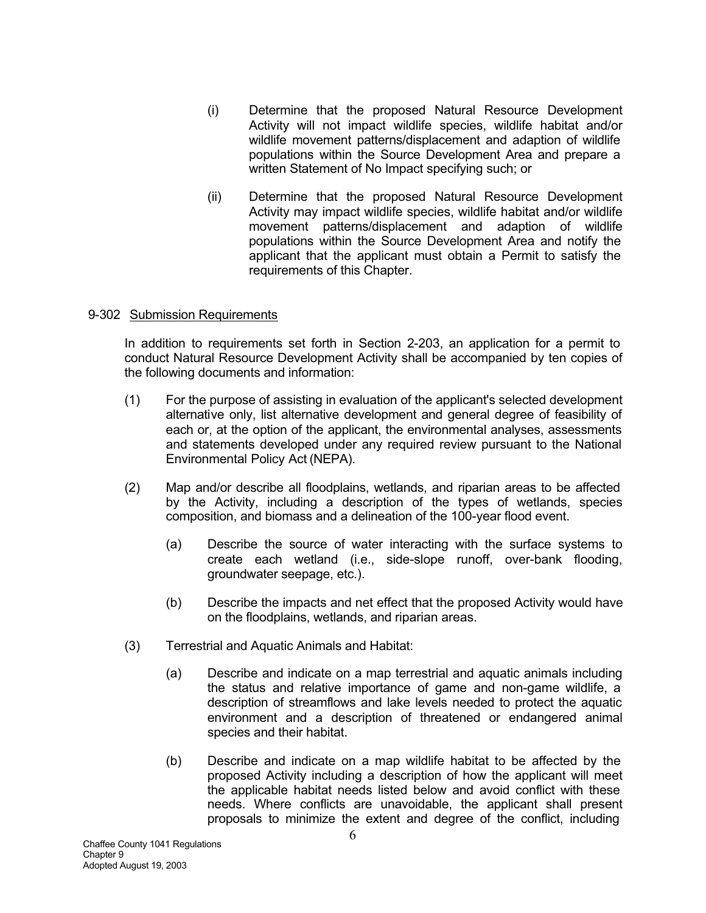(i) Determine that the proposed Natural Resource Development Activity will not impact wildlife species, wildlife habitat and/or wildlife movement patterns/displacement and adaption of wildlife populations within the Source Development Area and prepare a written Statement of No Impact specifying such; or

(ii) Determine that the proposed Natural Resource Development Activity may impact wildlife species, wildlife habitat and/or wildlife movement patterns/displacement and adaption of wildlife populations within the Source Development Area and notify the applicant that the applicant must obtain a Permit to satisfy the requirements of this Chapter.

9-302 Submission Requirements

In addition to requirements set forth in Section 2-203, an application for a permit to conduct Natural Resource Development Activity shall be accompanied by ten copies of the following documents and information:

(1) For the purpose of assisting in evaluation of the applicant's selected development alternative only, list alternative development and general degree of feasibility of each or, at the option of the applicant, the environmental analyses, assessments and statements developed under any required review pursuant to the National Environmental Policy Act (NEPA).

(2) Map and/or describe all floodplains, wetlands, and riparian areas to be affected by the Activity, including a description of the types of wetlands, species composition, and biomass and a delineation of the 100-year flood event.

(a) Describe the source of water interacting with the surface systems to create each wetland (i.e., side-slope runoff, over-bank flooding, groundwater seepage, etc.).

(b) Describe the impacts and net effect that the proposed Activity would have on the floodplains, wetlands, and riparian areas.

(3) Terrestrial and Aquatic Animals and Habitat:

(a) Describe and indicate on a map terrestrial and aquatic animals including the status and relative importance of game and non-game wildlife, a description of streamflows and lake levels needed to protect the aquatic environment and a description of threatened or endangered animal species and their habitat.

(b) Describe and indicate on a map wildlife habitat to be affected by the proposed Activity including a description of how the applicant will meet the applicable habitat needs listed below and avoid conflict with these needs. Where conflicts are unavoidable, the applicant shall present proposals to minimize the extent and degree of the conflict, including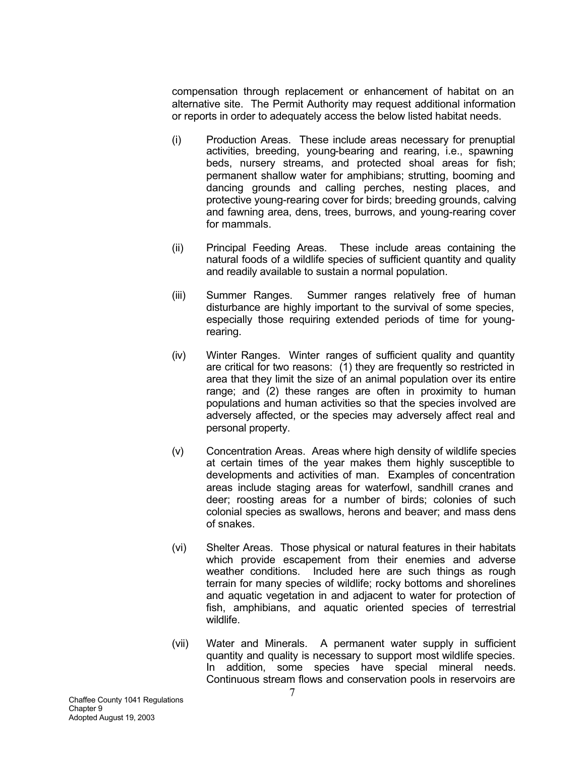compensation through replacement or enhancement of habitat on an alternative site. The Permit Authority may request additional information or reports in order to adequately access the below listed habitat needs.

(i) Production Areas. These include areas necessary for prenuptial activities, breeding, young-bearing and rearing, i.e., spawning beds, nursery streams, and protected shoal areas for fish; permanent shallow water for amphibians; strutting, booming and dancing grounds and calling perches, nesting places, and protective young-rearing cover for birds; breeding grounds, calving and fawning area, dens, trees, burrows, and young-rearing cover for mammals.

(ii) Principal Feeding Areas. These include areas containing the natural foods of a wildlife species of sufficient quantity and quality and readily available to sustain a normal population.

(iii) Summer Ranges. Summer ranges relatively free of human disturbance are highly important to the survival of some species, especially those requiring extended periods of time for young-rearing.

(iv) Winter Ranges. Winter ranges of sufficient quality and quantity are critical for two reasons: (1) they are frequently so restricted in area that they limit the size of an animal population over its entire range; and (2) these ranges are often in proximity to human populations and human activities so that the species involved are adversely affected, or the species may adversely affect real and personal property.

(v) Concentration Areas. Areas where high density of wildlife species at certain times of the year makes them highly susceptible to developments and activities of man. Examples of concentration areas include staging areas for waterfowl, sandhill cranes and deer; roosting areas for a number of birds; colonies of such colonial species as swallows, herons and beaver; and mass dens of snakes.

(vi) Shelter Areas. Those physical or natural features in their habitats which provide escapement from their enemies and adverse weather conditions. Included here are such things as rough terrain for many species of wildlife; rocky bottoms and shorelines and aquatic vegetation in and adjacent to water for protection of fish, amphibians, and aquatic oriented species of terrestrial wildlife.

(vii) Water and Minerals. A permanent water supply in sufficient quantity and quality is necessary to support most wildlife species. In addition, some species have special mineral needs. Continuous stream flows and conservation pools in reservoirs are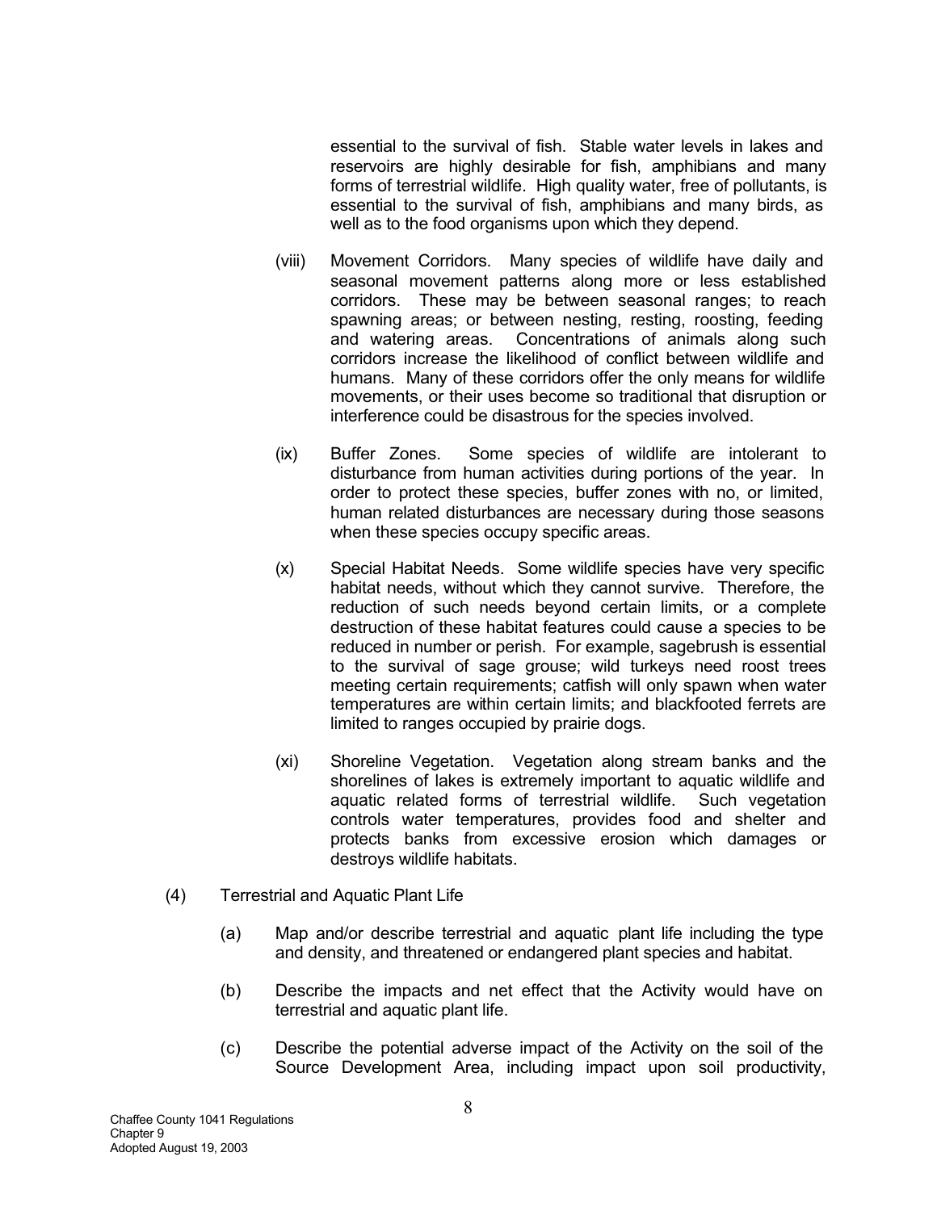essential to the survival of fish. Stable water levels in lakes and reservoirs are highly desirable for fish, amphibians and many forms of terrestrial wildlife. High quality water, free of pollutants, is essential to the survival of fish, amphibians and many birds, as well as to the food organisms upon which they depend.

(viii) Movement Corridors. Many species of wildlife have daily and seasonal movement patterns along more or less established corridors. These may be between seasonal ranges; to reach spawning areas; or between nesting, resting, roosting, feeding and watering areas. Concentrations of animals along such corridors increase the likelihood of conflict between wildlife and humans. Many of these corridors offer the only means for wildlife movements, or their uses become so traditional that disruption or interference could be disastrous for the species involved.

(ix) Buffer Zones. Some species of wildlife are intolerant to disturbance from human activities during portions of the year. In order to protect these species, buffer zones with no, or limited, human related disturbances are necessary during those seasons when these species occupy specific areas.

(x) Special Habitat Needs. Some wildlife species have very specific habitat needs, without which they cannot survive. Therefore, the reduction of such needs beyond certain limits, or a complete destruction of these habitat features could cause a species to be reduced in number or perish. For example, sagebrush is essential to the survival of sage grouse; wild turkeys need roost trees meeting certain requirements; catfish will only spawn when water temperatures are within certain limits; and blackfooted ferrets are limited to ranges occupied by prairie dogs.

(xi) Shoreline Vegetation. Vegetation along stream banks and the shorelines of lakes is extremely important to aquatic wildlife and aquatic related forms of terrestrial wildlife. Such vegetation controls water temperatures, provides food and shelter and protects banks from excessive erosion which damages or destroys wildlife habitats.

(4) Terrestrial and Aquatic Plant Life

(a) Map and/or describe terrestrial and aquatic plant life including the type and density, and threatened or endangered plant species and habitat.

(b) Describe the impacts and net effect that the Activity would have on terrestrial and aquatic plant life.

(c) Describe the potential adverse impact of the Activity on the soil of the Source Development Area, including impact upon soil productivity,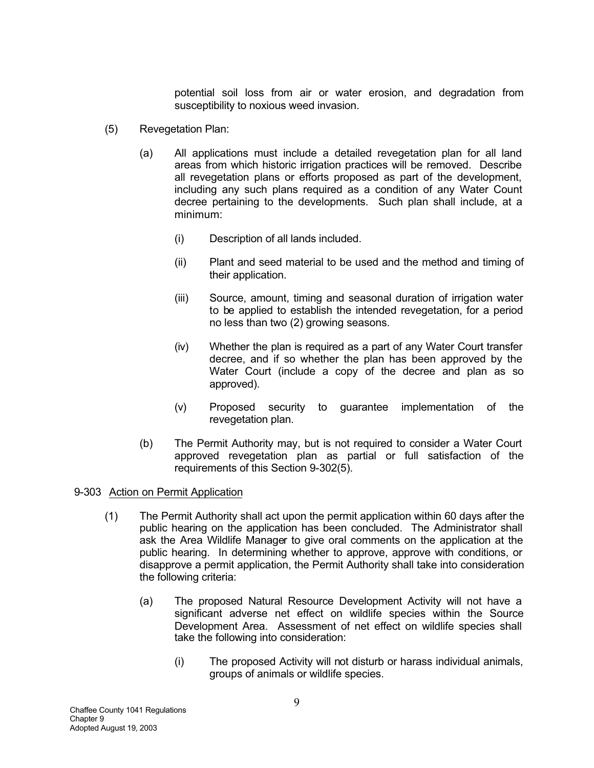potential soil loss from air or water erosion, and degradation from susceptibility to noxious weed invasion.

(5) Revegetation Plan:

(a) All applications must include a detailed revegetation plan for all land areas from which historic irrigation practices will be removed. Describe all revegetation plans or efforts proposed as part of the development, including any such plans required as a condition of any Water Count decree pertaining to the developments. Such plan shall include, at a minimum:

(i) Description of all lands included.

(ii) Plant and seed material to be used and the method and timing of their application.

(iii) Source, amount, timing and seasonal duration of irrigation water to be applied to establish the intended revegetation, for a period no less than two (2) growing seasons.

(iv) Whether the plan is required as a part of any Water Court transfer decree, and if so whether the plan has been approved by the Water Court (include a copy of the decree and plan as so approved).

(v) Proposed security to guarantee implementation of the revegetation plan.

(b) The Permit Authority may, but is not required to consider a Water Court approved revegetation plan as partial or full satisfaction of the requirements of this Section 9-302(5).

9-303 Action on Permit Application

(1) The Permit Authority shall act upon the permit application within 60 days after the public hearing on the application has been concluded. The Administrator shall ask the Area Wildlife Manager to give oral comments on the application at the public hearing. In determining whether to approve, approve with conditions, or disapprove a permit application, the Permit Authority shall take into consideration the following criteria:

(a) The proposed Natural Resource Development Activity will not have a significant adverse net effect on wildlife species within the Source Development Area. Assessment of net effect on wildlife species shall take the following into consideration:

(i) The proposed Activity will not disturb or harass individual animals, groups of animals or wildlife species.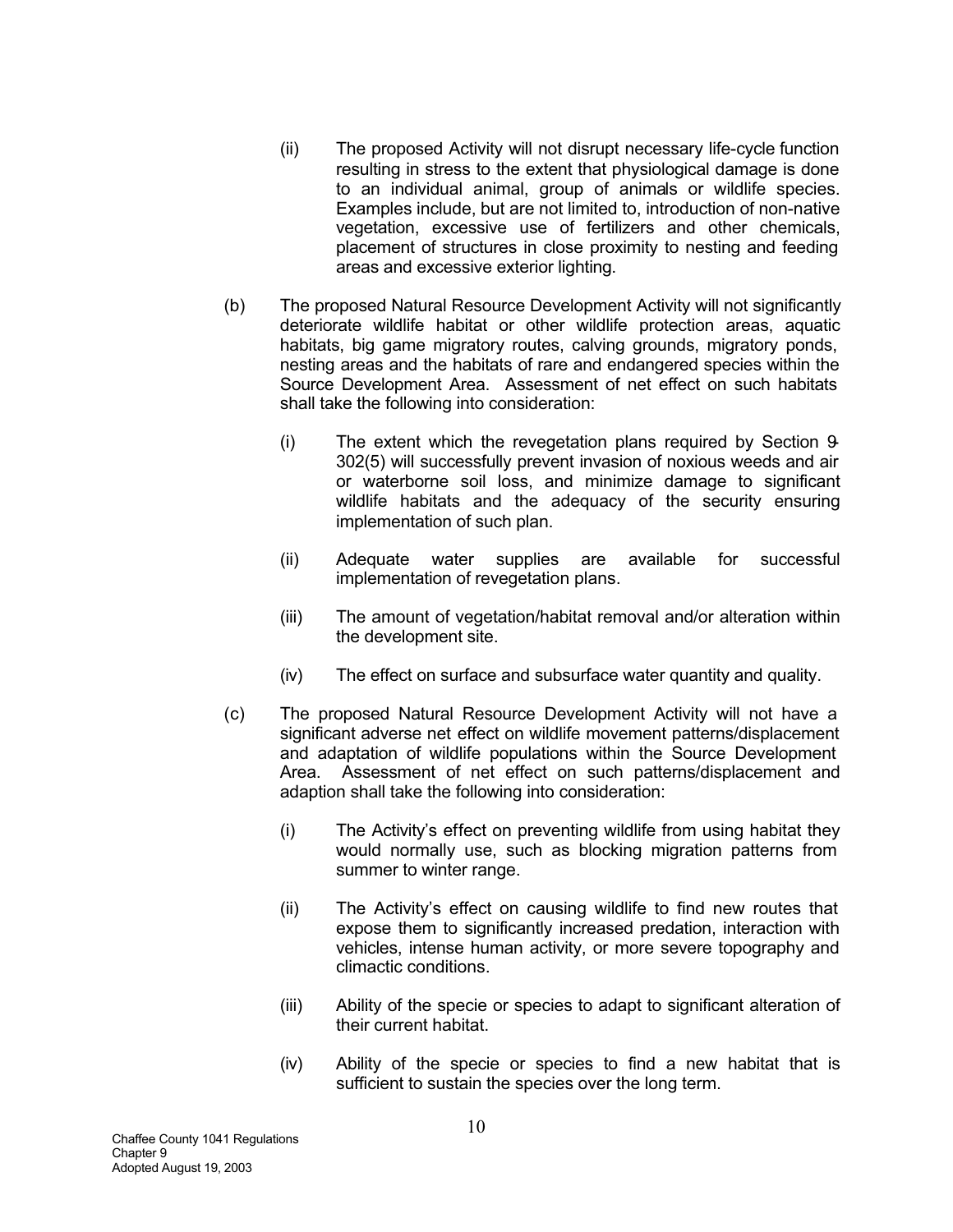(ii) The proposed Activity will not disrupt necessary life-cycle function resulting in stress to the extent that physiological damage is done to an individual animal, group of animals or wildlife species. Examples include, but are not limited to, introduction of non-native vegetation, excessive use of fertilizers and other chemicals, placement of structures in close proximity to nesting and feeding areas and excessive exterior lighting.

(b) The proposed Natural Resource Development Activity will not significantly deteriorate wildlife habitat or other wildlife protection areas, aquatic habitats, big game migratory routes, calving grounds, migratory ponds, nesting areas and the habitats of rare and endangered species within the Source Development Area. Assessment of net effect on such habitats shall take the following into consideration:

(i) The extent which the revegetation plans required by Section 9-302(5) will successfully prevent invasion of noxious weeds and air or waterborne soil loss, and minimize damage to significant wildlife habitats and the adequacy of the security ensuring implementation of such plan.

(ii) Adequate water supplies are available for successful implementation of revegetation plans.

(iii) The amount of vegetation/habitat removal and/or alteration within the development site.

(iv) The effect on surface and subsurface water quantity and quality.

(c) The proposed Natural Resource Development Activity will not have a significant adverse net effect on wildlife movement patterns/displacement and adaptation of wildlife populations within the Source Development Area. Assessment of net effect on such patterns/displacement and adaption shall take the following into consideration:

(i) The Activity's effect on preventing wildlife from using habitat they would normally use, such as blocking migration patterns from summer to winter range.

(ii) The Activity's effect on causing wildlife to find new routes that expose them to significantly increased predation, interaction with vehicles, intense human activity, or more severe topography and climactic conditions.

(iii) Ability of the specie or species to adapt to significant alteration of their current habitat.

(iv) Ability of the specie or species to find a new habitat that is sufficient to sustain the species over the long term.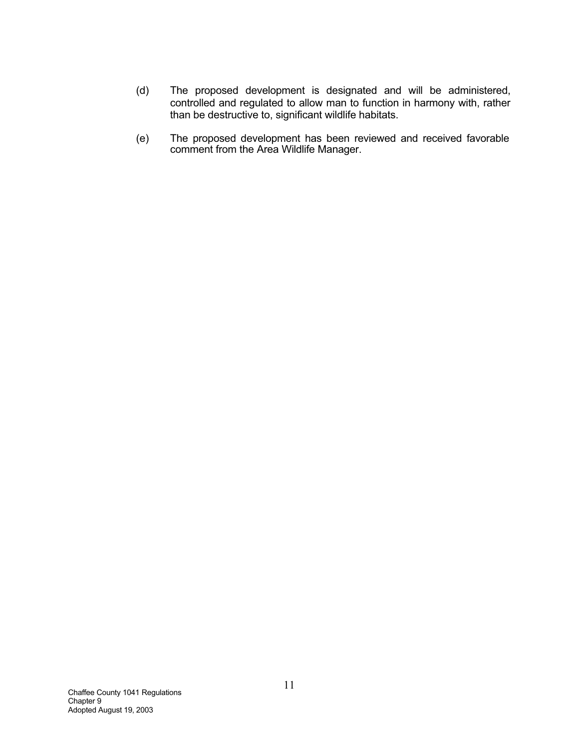(d) The proposed development is designated and will be administered, controlled and regulated to allow man to function in harmony with, rather than be destructive to, significant wildlife habitats.

(e) The proposed development has been reviewed and received favorable comment from the Area Wildlife Manager.